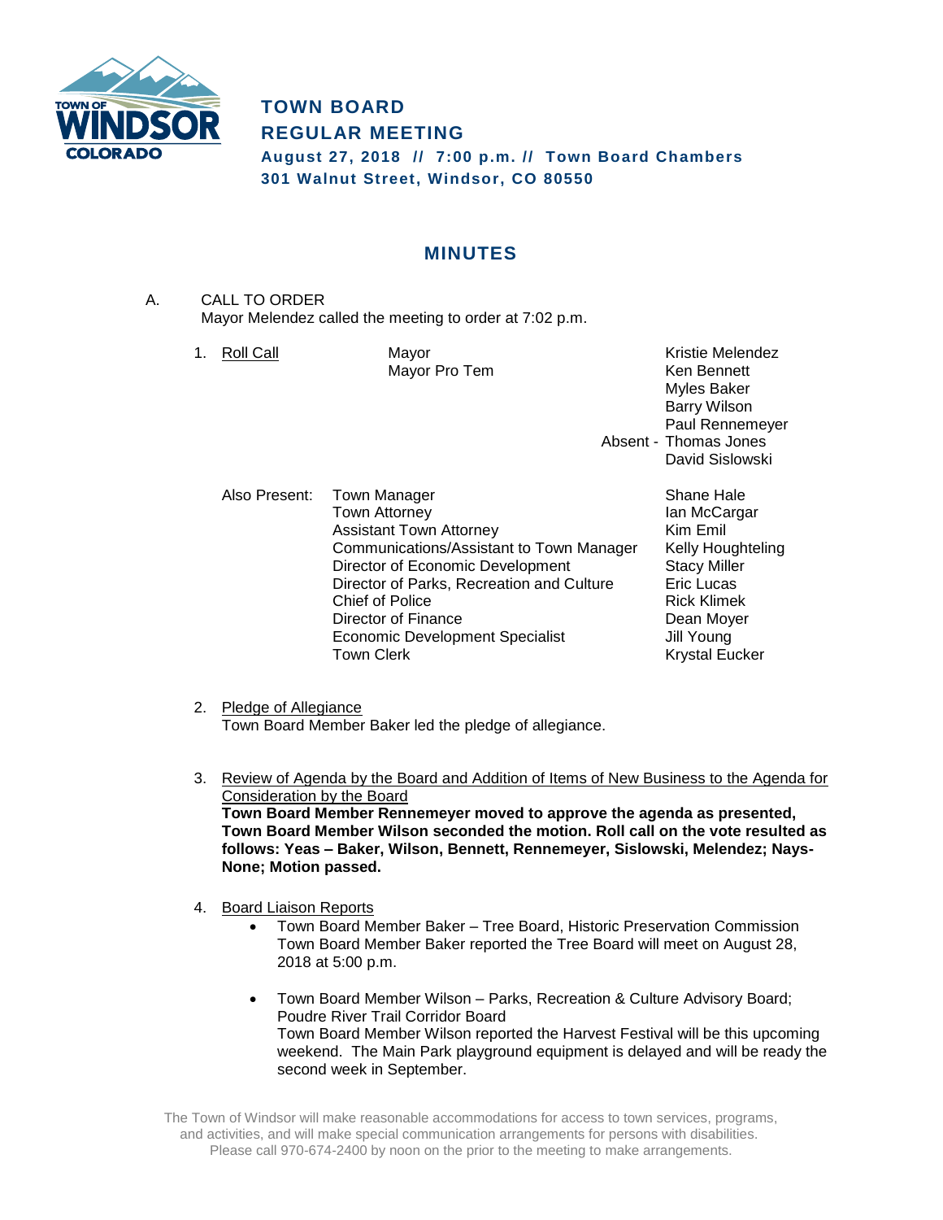**TOWN OF WINDSOR COLORADO**

# TOWN BOARD
# REGULAR MEETING

**August 27, 2018 // 7:00 p.m. // Town Board Chambers**
**301 Walnut Street, Windsor, CO 80550**

## MINUTES

A. CALL TO ORDER
Mayor Melendez called the meeting to order at 7:02 p.m.

1. Roll Call

| | | |
|---|---|---|
| Mayor | | Kristie Melendez |
| Mayor Pro Tem | | Ken Bennett |
| | | Myles Baker |
| | | Barry Wilson |
| | | Paul Rennemeyer |
| | Absent - | Thomas Jones |
| | | David Sislowski |

Also Present:

| | |
|---|---|
| Town Manager | Shane Hale |
| Town Attorney | Ian McCargar |
| Assistant Town Attorney | Kim Emil |
| Communications/Assistant to Town Manager | Kelly Houghteling |
| Director of Economic Development | Stacy Miller |
| Director of Parks, Recreation and Culture | Eric Lucas |
| Chief of Police | Rick Klimek |
| Director of Finance | Dean Moyer |
| Economic Development Specialist | Jill Young |
| Town Clerk | Krystal Eucker |

2. Pledge of Allegiance
Town Board Member Baker led the pledge of allegiance.

3. Review of Agenda by the Board and Addition of Items of New Business to the Agenda for Consideration by the Board
**Town Board Member Rennemeyer moved to approve the agenda as presented, Town Board Member Wilson seconded the motion. Roll call on the vote resulted as follows: Yeas – Baker, Wilson, Bennett, Rennemeyer, Sislowski, Melendez; Nays- None; Motion passed.**

4. Board Liaison Reports
   - Town Board Member Baker – Tree Board, Historic Preservation Commission
     Town Board Member Baker reported the Tree Board will meet on August 28, 2018 at 5:00 p.m.
   - Town Board Member Wilson – Parks, Recreation & Culture Advisory Board; Poudre River Trail Corridor Board
     Town Board Member Wilson reported the Harvest Festival will be this upcoming weekend. The Main Park playground equipment is delayed and will be ready the second week in September.

The Town of Windsor will make reasonable accommodations for access to town services, programs, and activities, and will make special communication arrangements for persons with disabilities. Please call 970-674-2400 by noon on the prior to the meeting to make arrangements.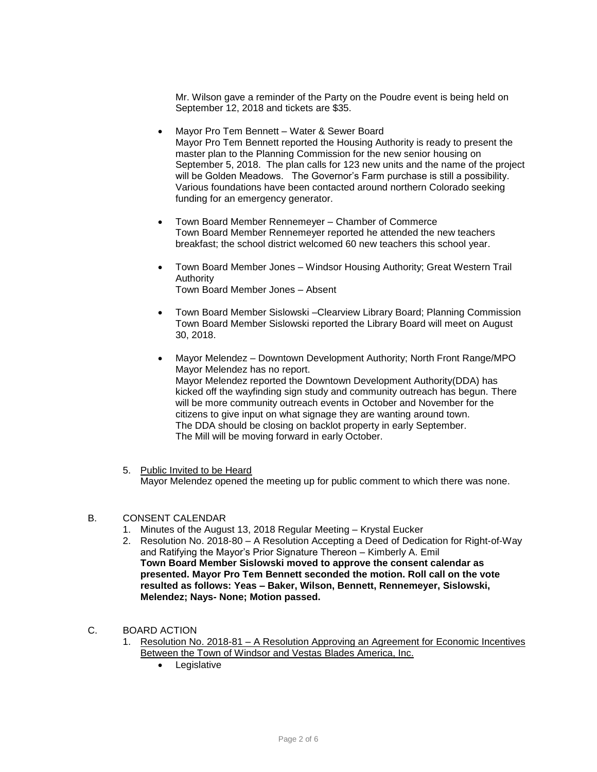Mr. Wilson gave a reminder of the Party on the Poudre event is being held on September 12, 2018 and tickets are $35.

- Mayor Pro Tem Bennett – Water & Sewer Board
  Mayor Pro Tem Bennett reported the Housing Authority is ready to present the master plan to the Planning Commission for the new senior housing on September 5, 2018. The plan calls for 123 new units and the name of the project will be Golden Meadows. The Governor's Farm purchase is still a possibility. Various foundations have been contacted around northern Colorado seeking funding for an emergency generator.

- Town Board Member Rennemeyer – Chamber of Commerce
  Town Board Member Rennemeyer reported he attended the new teachers breakfast; the school district welcomed 60 new teachers this school year.

- Town Board Member Jones – Windsor Housing Authority; Great Western Trail Authority
  Town Board Member Jones – Absent

- Town Board Member Sislowski –Clearview Library Board; Planning Commission
  Town Board Member Sislowski reported the Library Board will meet on August 30, 2018.

- Mayor Melendez – Downtown Development Authority; North Front Range/MPO
  Mayor Melendez has no report.
  Mayor Melendez reported the Downtown Development Authority(DDA) has kicked off the wayfinding sign study and community outreach has begun. There will be more community outreach events in October and November for the citizens to give input on what signage they are wanting around town.
  The DDA should be closing on backlot property in early September.
  The Mill will be moving forward in early October.

5. Public Invited to be Heard
   Mayor Melendez opened the meeting up for public comment to which there was none.

B. CONSENT CALENDAR

1. Minutes of the August 13, 2018 Regular Meeting – Krystal Eucker
2. Resolution No. 2018-80 – A Resolution Accepting a Deed of Dedication for Right-of-Way and Ratifying the Mayor's Prior Signature Thereon – Kimberly A. Emil
   **Town Board Member Sislowski moved to approve the consent calendar as presented. Mayor Pro Tem Bennett seconded the motion. Roll call on the vote resulted as follows: Yeas – Baker, Wilson, Bennett, Rennemeyer, Sislowski, Melendez; Nays- None; Motion passed.**

C. BOARD ACTION

1. Resolution No. 2018-81 – A Resolution Approving an Agreement for Economic Incentives Between the Town of Windsor and Vestas Blades America, Inc.
   - Legislative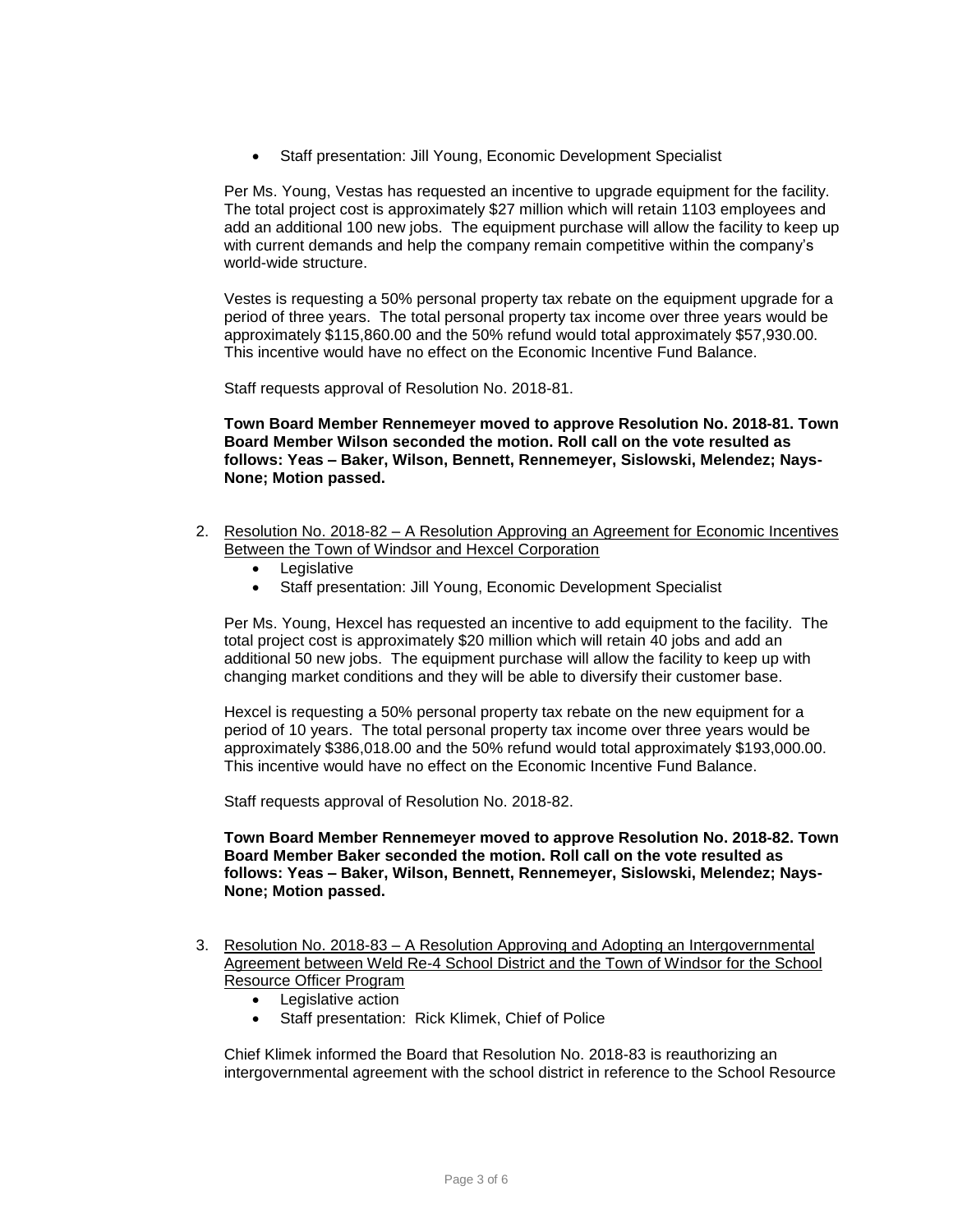- Staff presentation: Jill Young, Economic Development Specialist

Per Ms. Young, Vestas has requested an incentive to upgrade equipment for the facility. The total project cost is approximately $27 million which will retain 1103 employees and add an additional 100 new jobs. The equipment purchase will allow the facility to keep up with current demands and help the company remain competitive within the company's world-wide structure.

Vestes is requesting a 50% personal property tax rebate on the equipment upgrade for a period of three years. The total personal property tax income over three years would be approximately $115,860.00 and the 50% refund would total approximately $57,930.00. This incentive would have no effect on the Economic Incentive Fund Balance.

Staff requests approval of Resolution No. 2018-81.

**Town Board Member Rennemeyer moved to approve Resolution No. 2018-81. Town Board Member Wilson seconded the motion. Roll call on the vote resulted as follows: Yeas – Baker, Wilson, Bennett, Rennemeyer, Sislowski, Melendez; Nays-None; Motion passed.**

2. Resolution No. 2018-82 – A Resolution Approving an Agreement for Economic Incentives Between the Town of Windsor and Hexcel Corporation
   - Legislative
   - Staff presentation: Jill Young, Economic Development Specialist

   Per Ms. Young, Hexcel has requested an incentive to add equipment to the facility. The total project cost is approximately $20 million which will retain 40 jobs and add an additional 50 new jobs. The equipment purchase will allow the facility to keep up with changing market conditions and they will be able to diversify their customer base.

   Hexcel is requesting a 50% personal property tax rebate on the new equipment for a period of 10 years. The total personal property tax income over three years would be approximately $386,018.00 and the 50% refund would total approximately $193,000.00. This incentive would have no effect on the Economic Incentive Fund Balance.

   Staff requests approval of Resolution No. 2018-82.

   **Town Board Member Rennemeyer moved to approve Resolution No. 2018-82. Town Board Member Baker seconded the motion. Roll call on the vote resulted as follows: Yeas – Baker, Wilson, Bennett, Rennemeyer, Sislowski, Melendez; Nays-None; Motion passed.**

3. Resolution No. 2018-83 – A Resolution Approving and Adopting an Intergovernmental Agreement between Weld Re-4 School District and the Town of Windsor for the School Resource Officer Program
   - Legislative action
   - Staff presentation: Rick Klimek, Chief of Police

   Chief Klimek informed the Board that Resolution No. 2018-83 is reauthorizing an intergovernmental agreement with the school district in reference to the School Resource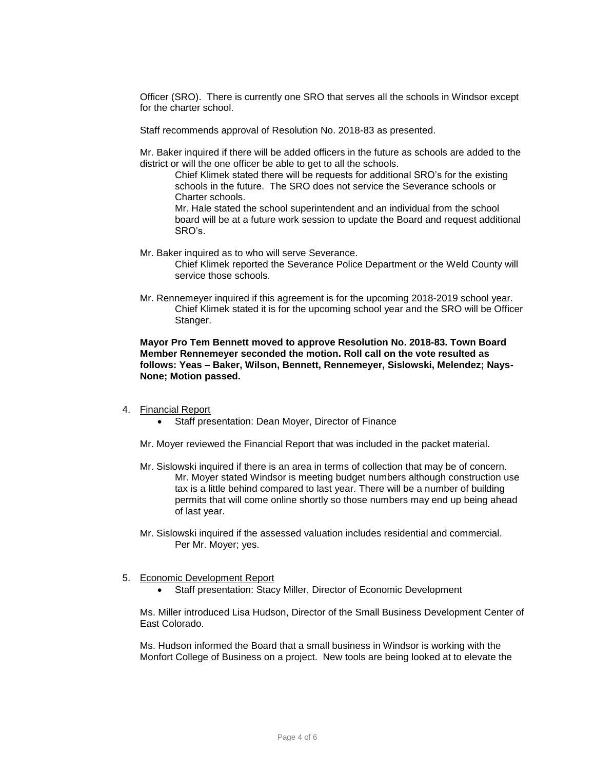Officer (SRO). There is currently one SRO that serves all the schools in Windsor except for the charter school.

Staff recommends approval of Resolution No. 2018-83 as presented.

Mr. Baker inquired if there will be added officers in the future as schools are added to the district or will the one officer be able to get to all the schools.

> Chief Klimek stated there will be requests for additional SRO's for the existing schools in the future. The SRO does not service the Severance schools or Charter schools.
>
> Mr. Hale stated the school superintendent and an individual from the school board will be at a future work session to update the Board and request additional SRO's.

Mr. Baker inquired as to who will serve Severance.

> Chief Klimek reported the Severance Police Department or the Weld County will service those schools.

Mr. Rennemeyer inquired if this agreement is for the upcoming 2018-2019 school year.

> Chief Klimek stated it is for the upcoming school year and the SRO will be Officer Stanger.

**Mayor Pro Tem Bennett moved to approve Resolution No. 2018-83. Town Board Member Rennemeyer seconded the motion. Roll call on the vote resulted as follows: Yeas – Baker, Wilson, Bennett, Rennemeyer, Sislowski, Melendez; Nays-None; Motion passed.**

4. Financial Report
   - Staff presentation: Dean Moyer, Director of Finance

Mr. Moyer reviewed the Financial Report that was included in the packet material.

Mr. Sislowski inquired if there is an area in terms of collection that may be of concern.

> Mr. Moyer stated Windsor is meeting budget numbers although construction use tax is a little behind compared to last year. There will be a number of building permits that will come online shortly so those numbers may end up being ahead of last year.

Mr. Sislowski inquired if the assessed valuation includes residential and commercial.

> Per Mr. Moyer; yes.

5. Economic Development Report
   - Staff presentation: Stacy Miller, Director of Economic Development

Ms. Miller introduced Lisa Hudson, Director of the Small Business Development Center of East Colorado.

Ms. Hudson informed the Board that a small business in Windsor is working with the Monfort College of Business on a project. New tools are being looked at to elevate the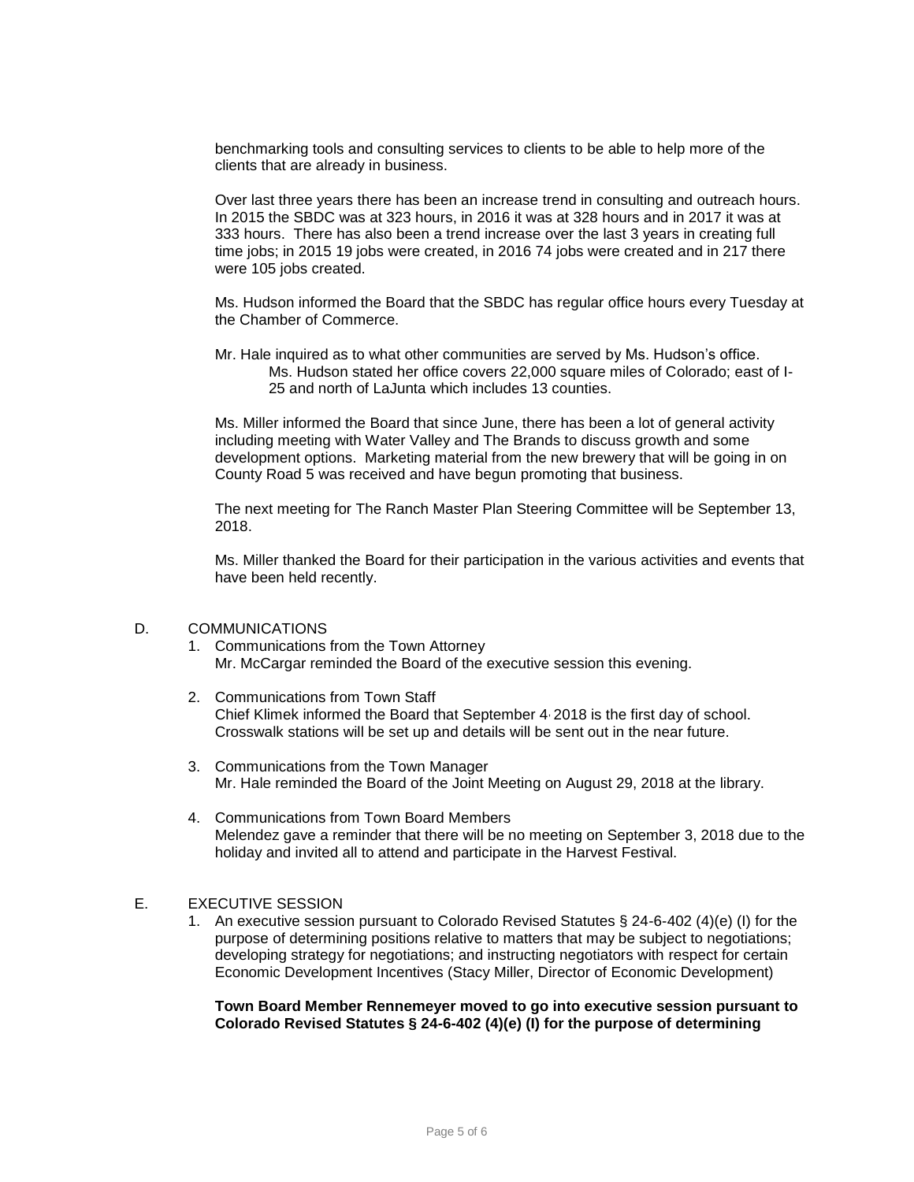benchmarking tools and consulting services to clients to be able to help more of the clients that are already in business.

Over last three years there has been an increase trend in consulting and outreach hours. In 2015 the SBDC was at 323 hours, in 2016 it was at 328 hours and in 2017 it was at 333 hours. There has also been a trend increase over the last 3 years in creating full time jobs; in 2015 19 jobs were created, in 2016 74 jobs were created and in 217 there were 105 jobs created.

Ms. Hudson informed the Board that the SBDC has regular office hours every Tuesday at the Chamber of Commerce.

Mr. Hale inquired as to what other communities are served by Ms. Hudson's office.

> Ms. Hudson stated her office covers 22,000 square miles of Colorado; east of I-25 and north of LaJunta which includes 13 counties.

Ms. Miller informed the Board that since June, there has been a lot of general activity including meeting with Water Valley and The Brands to discuss growth and some development options. Marketing material from the new brewery that will be going in on County Road 5 was received and have begun promoting that business.

The next meeting for The Ranch Master Plan Steering Committee will be September 13, 2018.

Ms. Miller thanked the Board for their participation in the various activities and events that have been held recently.

## D. COMMUNICATIONS

1. Communications from the Town Attorney
   Mr. McCargar reminded the Board of the executive session this evening.

2. Communications from Town Staff
   Chief Klimek informed the Board that September 4, 2018 is the first day of school. Crosswalk stations will be set up and details will be sent out in the near future.

3. Communications from the Town Manager
   Mr. Hale reminded the Board of the Joint Meeting on August 29, 2018 at the library.

4. Communications from Town Board Members
   Melendez gave a reminder that there will be no meeting on September 3, 2018 due to the holiday and invited all to attend and participate in the Harvest Festival.

## E. EXECUTIVE SESSION

1. An executive session pursuant to Colorado Revised Statutes § 24-6-402 (4)(e) (I) for the purpose of determining positions relative to matters that may be subject to negotiations; developing strategy for negotiations; and instructing negotiators with respect for certain Economic Development Incentives (Stacy Miller, Director of Economic Development)

   **Town Board Member Rennemeyer moved to go into executive session pursuant to Colorado Revised Statutes § 24-6-402 (4)(e) (I) for the purpose of determining**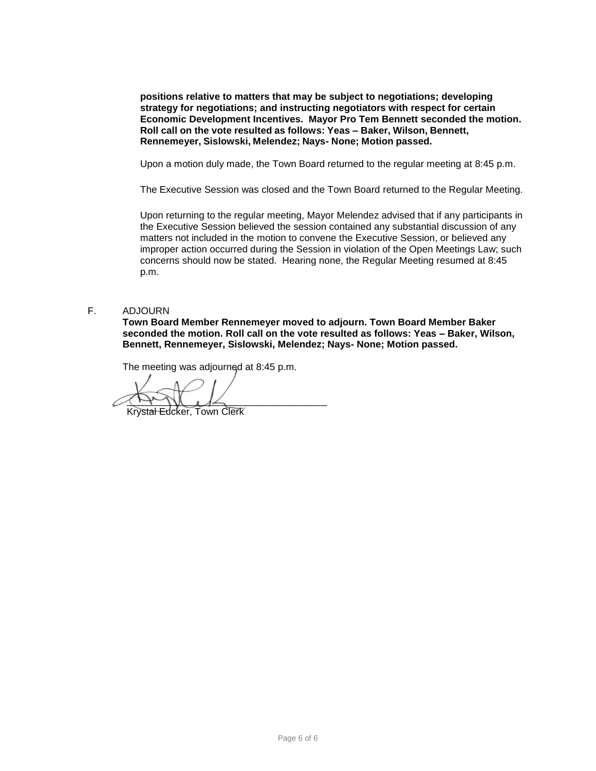**positions relative to matters that may be subject to negotiations; developing strategy for negotiations; and instructing negotiators with respect for certain Economic Development Incentives. Mayor Pro Tem Bennett seconded the motion. Roll call on the vote resulted as follows: Yeas – Baker, Wilson, Bennett, Rennemeyer, Sislowski, Melendez; Nays- None; Motion passed.**

Upon a motion duly made, the Town Board returned to the regular meeting at 8:45 p.m.

The Executive Session was closed and the Town Board returned to the Regular Meeting.

Upon returning to the regular meeting, Mayor Melendez advised that if any participants in the Executive Session believed the session contained any substantial discussion of any matters not included in the motion to convene the Executive Session, or believed any improper action occurred during the Session in violation of the Open Meetings Law; such concerns should now be stated. Hearing none, the Regular Meeting resumed at 8:45 p.m.

F. ADJOURN

**Town Board Member Rennemeyer moved to adjourn. Town Board Member Baker seconded the motion. Roll call on the vote resulted as follows: Yeas – Baker, Wilson, Bennett, Rennemeyer, Sislowski, Melendez; Nays- None; Motion passed.**

The meeting was adjourned at 8:45 p.m.

\_\_\_\_\_\_\_\_\_\_\_\_\_\_\_\_\_\_\_\_\_\_\_\_\_\_\_\_\_\_\_\_\_\_

Krystal Eucker, Town Clerk